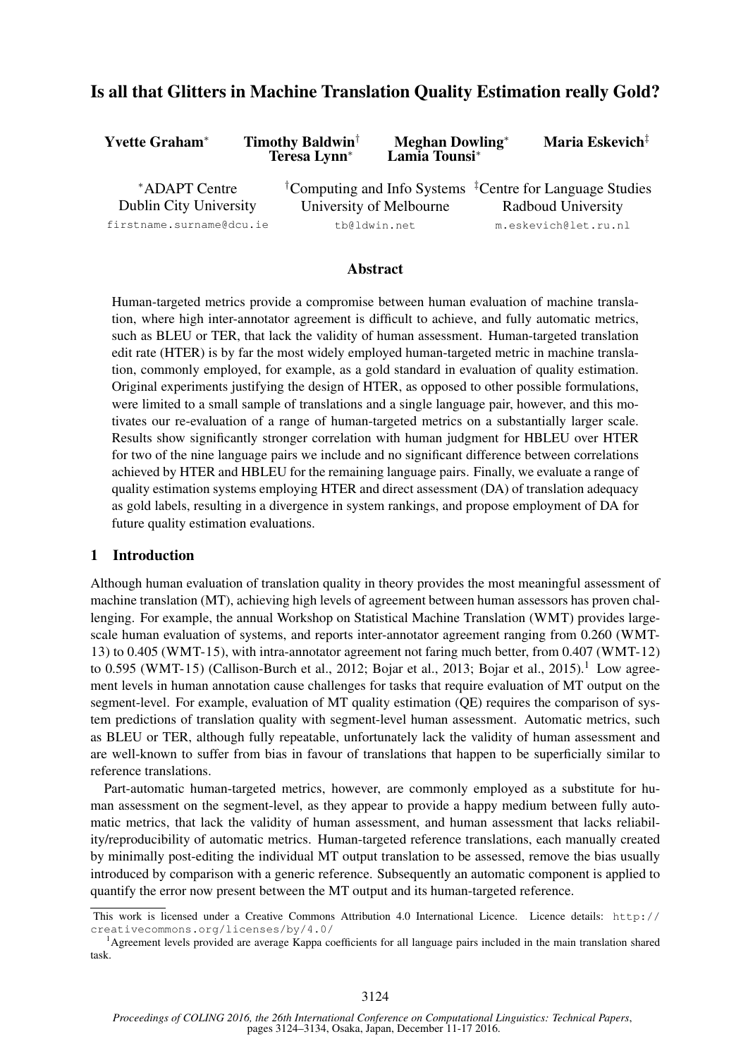# Is all that Glitters in Machine Translation Quality Estimation really Gold?

**Yvette Graham**[*] **Timothy Baldwin**[†] **Meghan Dowling**[*] **Maria Eskevich**[‡] **Teresa Lynn**[*] **Lamia Tounsi**[*]

[*]ADAPT Centre
Dublin City University
firstname.surname@dcu.ie

[†]Computing and Info Systems
University of Melbourne
tb@ldwin.net

[‡]Centre for Language Studies
Radboud University
m.eskevich@let.ru.nl

## Abstract

Human-targeted metrics provide a compromise between human evaluation of machine translation, where high inter-annotator agreement is difficult to achieve, and fully automatic metrics, such as BLEU or TER, that lack the validity of human assessment. Human-targeted translation edit rate (HTER) is by far the most widely employed human-targeted metric in machine translation, commonly employed, for example, as a gold standard in evaluation of quality estimation. Original experiments justifying the design of HTER, as opposed to other possible formulations, were limited to a small sample of translations and a single language pair, however, and this motivates our re-evaluation of a range of human-targeted metrics on a substantially larger scale. Results show significantly stronger correlation with human judgment for HBLEU over HTER for two of the nine language pairs we include and no significant difference between correlations achieved by HTER and HBLEU for the remaining language pairs. Finally, we evaluate a range of quality estimation systems employing HTER and direct assessment (DA) of translation adequacy as gold labels, resulting in a divergence in system rankings, and propose employment of DA for future quality estimation evaluations.

## 1 Introduction

Although human evaluation of translation quality in theory provides the most meaningful assessment of machine translation (MT), achieving high levels of agreement between human assessors has proven challenging. For example, the annual Workshop on Statistical Machine Translation (WMT) provides large-scale human evaluation of systems, and reports inter-annotator agreement ranging from 0.260 (WMT-13) to 0.405 (WMT-15), with intra-annotator agreement not faring much better, from 0.407 (WMT-12) to 0.595 (WMT-15) (Callison-Burch et al., 2012; Bojar et al., 2013; Bojar et al., 2015).[1] Low agreement levels in human annotation cause challenges for tasks that require evaluation of MT output on the segment-level. For example, evaluation of MT quality estimation (QE) requires the comparison of system predictions of translation quality with segment-level human assessment. Automatic metrics, such as BLEU or TER, although fully repeatable, unfortunately lack the validity of human assessment and are well-known to suffer from bias in favour of translations that happen to be superficially similar to reference translations.

Part-automatic human-targeted metrics, however, are commonly employed as a substitute for human assessment on the segment-level, as they appear to provide a happy medium between fully automatic metrics, that lack the validity of human assessment, and human assessment that lacks reliability/reproducibility of automatic metrics. Human-targeted reference translations, each manually created by minimally post-editing the individual MT output translation to be assessed, remove the bias usually introduced by comparison with a generic reference. Subsequently an automatic component is applied to quantify the error now present between the MT output and its human-targeted reference.

This work is licensed under a Creative Commons Attribution 4.0 International Licence. Licence details: http://creativecommons.org/licenses/by/4.0/

[1]Agreement levels provided are average Kappa coefficients for all language pairs included in the main translation shared task.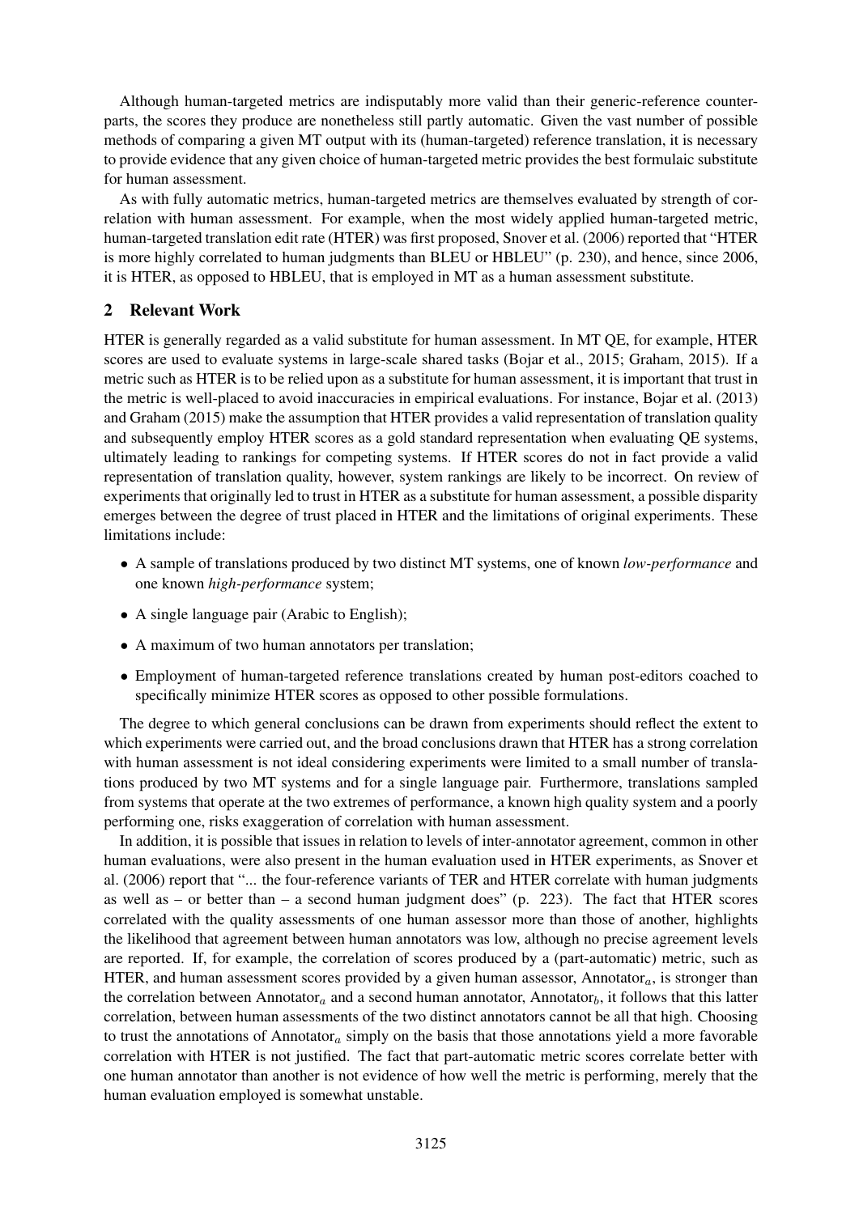Although human-targeted metrics are indisputably more valid than their generic-reference counterparts, the scores they produce are nonetheless still partly automatic. Given the vast number of possible methods of comparing a given MT output with its (human-targeted) reference translation, it is necessary to provide evidence that any given choice of human-targeted metric provides the best formulaic substitute for human assessment.

As with fully automatic metrics, human-targeted metrics are themselves evaluated by strength of correlation with human assessment. For example, when the most widely applied human-targeted metric, human-targeted translation edit rate (HTER) was first proposed, Snover et al. (2006) reported that "HTER is more highly correlated to human judgments than BLEU or HBLEU" (p. 230), and hence, since 2006, it is HTER, as opposed to HBLEU, that is employed in MT as a human assessment substitute.

## 2 Relevant Work

HTER is generally regarded as a valid substitute for human assessment. In MT QE, for example, HTER scores are used to evaluate systems in large-scale shared tasks (Bojar et al., 2015; Graham, 2015). If a metric such as HTER is to be relied upon as a substitute for human assessment, it is important that trust in the metric is well-placed to avoid inaccuracies in empirical evaluations. For instance, Bojar et al. (2013) and Graham (2015) make the assumption that HTER provides a valid representation of translation quality and subsequently employ HTER scores as a gold standard representation when evaluating QE systems, ultimately leading to rankings for competing systems. If HTER scores do not in fact provide a valid representation of translation quality, however, system rankings are likely to be incorrect. On review of experiments that originally led to trust in HTER as a substitute for human assessment, a possible disparity emerges between the degree of trust placed in HTER and the limitations of original experiments. These limitations include:

- A sample of translations produced by two distinct MT systems, one of known *low-performance* and one known *high-performance* system;
- A single language pair (Arabic to English);
- A maximum of two human annotators per translation;
- Employment of human-targeted reference translations created by human post-editors coached to specifically minimize HTER scores as opposed to other possible formulations.

The degree to which general conclusions can be drawn from experiments should reflect the extent to which experiments were carried out, and the broad conclusions drawn that HTER has a strong correlation with human assessment is not ideal considering experiments were limited to a small number of translations produced by two MT systems and for a single language pair. Furthermore, translations sampled from systems that operate at the two extremes of performance, a known high quality system and a poorly performing one, risks exaggeration of correlation with human assessment.

In addition, it is possible that issues in relation to levels of inter-annotator agreement, common in other human evaluations, were also present in the human evaluation used in HTER experiments, as Snover et al. (2006) report that "... the four-reference variants of TER and HTER correlate with human judgments as well as – or better than – a second human judgment does" (p. 223). The fact that HTER scores correlated with the quality assessments of one human assessor more than those of another, highlights the likelihood that agreement between human annotators was low, although no precise agreement levels are reported. If, for example, the correlation of scores produced by a (part-automatic) metric, such as HTER, and human assessment scores provided by a given human assessor, Annotator$_a$, is stronger than the correlation between Annotator$_a$ and a second human annotator, Annotator$_b$, it follows that this latter correlation, between human assessments of the two distinct annotators cannot be all that high. Choosing to trust the annotations of Annotator$_a$ simply on the basis that those annotations yield a more favorable correlation with HTER is not justified. The fact that part-automatic metric scores correlate better with one human annotator than another is not evidence of how well the metric is performing, merely that the human evaluation employed is somewhat unstable.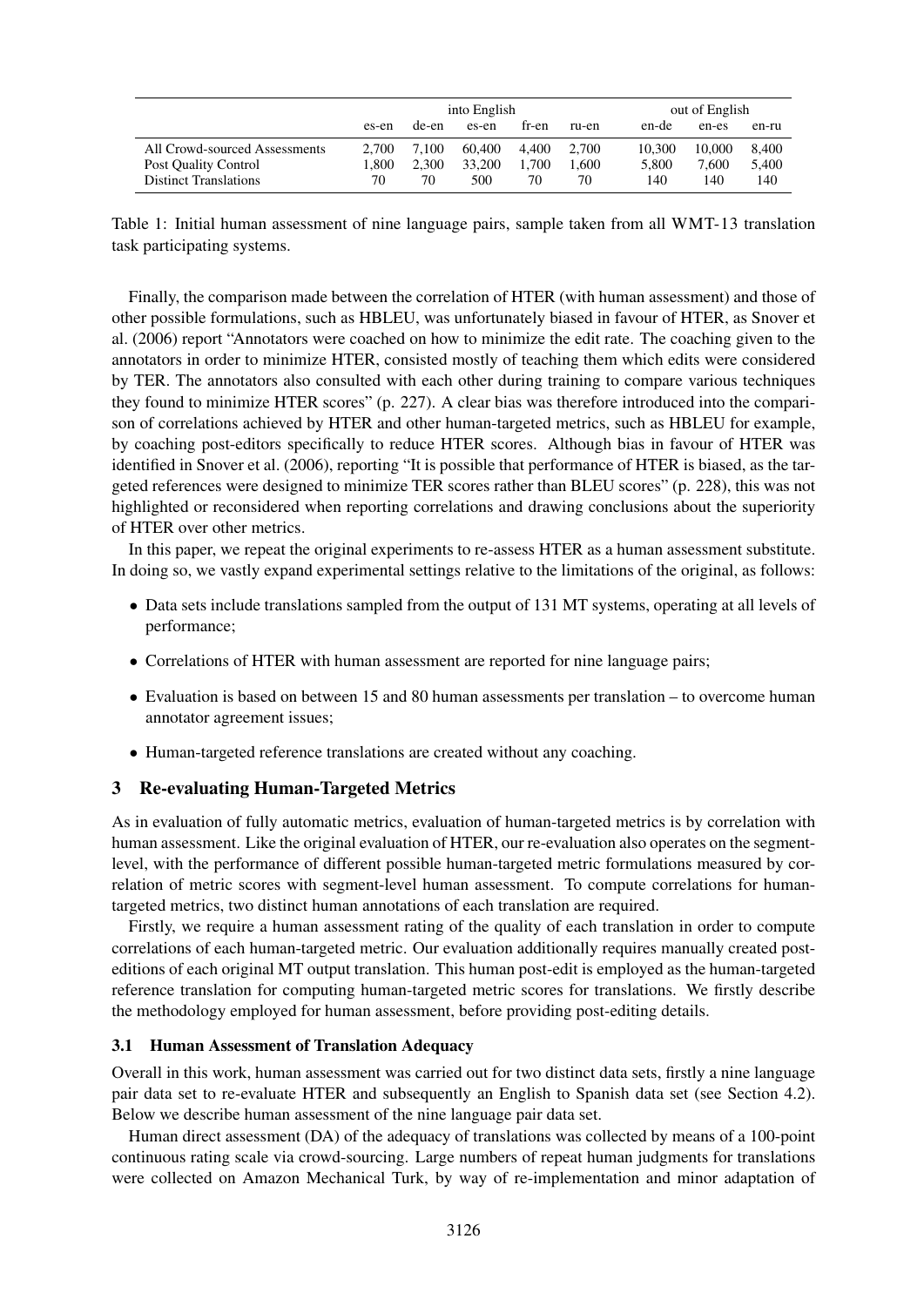| | into English | | | | | out of English | | |
|---|---|---|---|---|---|---|---|---|
| | es-en | de-en | es-en | fr-en | ru-en | en-de | en-es | en-ru |
| All Crowd-sourced Assessments | 2,700 | 7,100 | 60,400 | 4,400 | 2,700 | 10,300 | 10,000 | 8,400 |
| Post Quality Control | 1,800 | 2,300 | 33,200 | 1,700 | 1,600 | 5,800 | 7,600 | 5,400 |
| Distinct Translations | 70 | 70 | 500 | 70 | 70 | 140 | 140 | 140 |

Table 1: Initial human assessment of nine language pairs, sample taken from all WMT-13 translation task participating systems.

Finally, the comparison made between the correlation of HTER (with human assessment) and those of other possible formulations, such as HBLEU, was unfortunately biased in favour of HTER, as Snover et al. (2006) report "Annotators were coached on how to minimize the edit rate. The coaching given to the annotators in order to minimize HTER, consisted mostly of teaching them which edits were considered by TER. The annotators also consulted with each other during training to compare various techniques they found to minimize HTER scores" (p. 227). A clear bias was therefore introduced into the comparison of correlations achieved by HTER and other human-targeted metrics, such as HBLEU for example, by coaching post-editors specifically to reduce HTER scores. Although bias in favour of HTER was identified in Snover et al. (2006), reporting "It is possible that performance of HTER is biased, as the targeted references were designed to minimize TER scores rather than BLEU scores" (p. 228), this was not highlighted or reconsidered when reporting correlations and drawing conclusions about the superiority of HTER over other metrics.

In this paper, we repeat the original experiments to re-assess HTER as a human assessment substitute. In doing so, we vastly expand experimental settings relative to the limitations of the original, as follows:

- Data sets include translations sampled from the output of 131 MT systems, operating at all levels of performance;
- Correlations of HTER with human assessment are reported for nine language pairs;
- Evaluation is based on between 15 and 80 human assessments per translation – to overcome human annotator agreement issues;
- Human-targeted reference translations are created without any coaching.

## 3 Re-evaluating Human-Targeted Metrics

As in evaluation of fully automatic metrics, evaluation of human-targeted metrics is by correlation with human assessment. Like the original evaluation of HTER, our re-evaluation also operates on the segment-level, with the performance of different possible human-targeted metric formulations measured by correlation of metric scores with segment-level human assessment. To compute correlations for human-targeted metrics, two distinct human annotations of each translation are required.

Firstly, we require a human assessment rating of the quality of each translation in order to compute correlations of each human-targeted metric. Our evaluation additionally requires manually created post-editions of each original MT output translation. This human post-edit is employed as the human-targeted reference translation for computing human-targeted metric scores for translations. We firstly describe the methodology employed for human assessment, before providing post-editing details.

### 3.1 Human Assessment of Translation Adequacy

Overall in this work, human assessment was carried out for two distinct data sets, firstly a nine language pair data set to re-evaluate HTER and subsequently an English to Spanish data set (see Section 4.2). Below we describe human assessment of the nine language pair data set.

Human direct assessment (DA) of the adequacy of translations was collected by means of a 100-point continuous rating scale via crowd-sourcing. Large numbers of repeat human judgments for translations were collected on Amazon Mechanical Turk, by way of re-implementation and minor adaptation of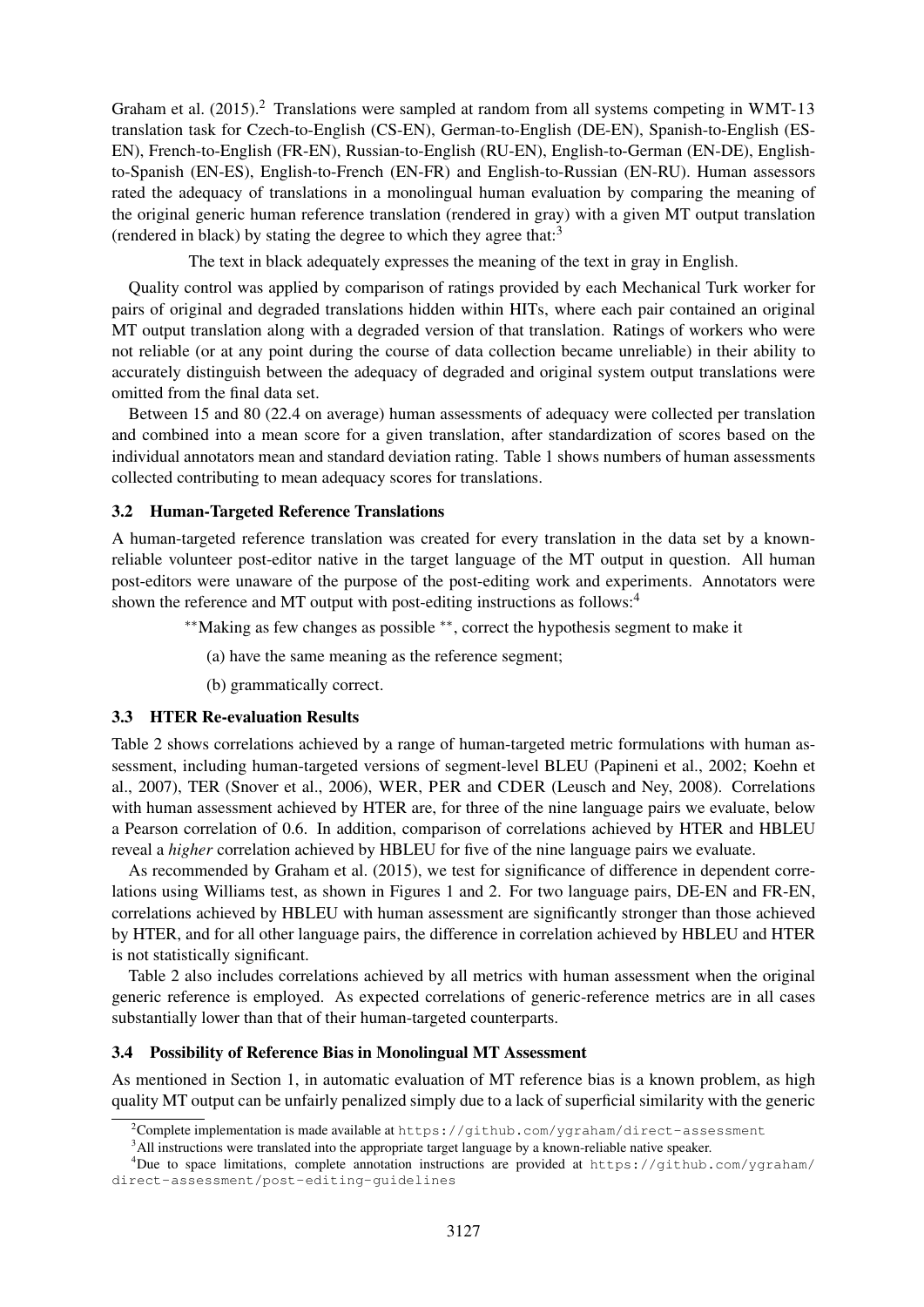Graham et al. (2015).[2] Translations were sampled at random from all systems competing in WMT-13 translation task for Czech-to-English (CS-EN), German-to-English (DE-EN), Spanish-to-English (ES-EN), French-to-English (FR-EN), Russian-to-English (RU-EN), English-to-German (EN-DE), English-to-Spanish (EN-ES), English-to-French (EN-FR) and English-to-Russian (EN-RU). Human assessors rated the adequacy of translations in a monolingual human evaluation by comparing the meaning of the original generic human reference translation (rendered in gray) with a given MT output translation (rendered in black) by stating the degree to which they agree that:[3]

> The text in black adequately expresses the meaning of the text in gray in English.

Quality control was applied by comparison of ratings provided by each Mechanical Turk worker for pairs of original and degraded translations hidden within HITs, where each pair contained an original MT output translation along with a degraded version of that translation. Ratings of workers who were not reliable (or at any point during the course of data collection became unreliable) in their ability to accurately distinguish between the adequacy of degraded and original system output translations were omitted from the final data set.

Between 15 and 80 (22.4 on average) human assessments of adequacy were collected per translation and combined into a mean score for a given translation, after standardization of scores based on the individual annotators mean and standard deviation rating. Table 1 shows numbers of human assessments collected contributing to mean adequacy scores for translations.

### 3.2 Human-Targeted Reference Translations

A human-targeted reference translation was created for every translation in the data set by a known-reliable volunteer post-editor native in the target language of the MT output in question. All human post-editors were unaware of the purpose of the post-editing work and experiments. Annotators were shown the reference and MT output with post-editing instructions as follows:[4]

> ** Making as few changes as possible **, correct the hypothesis segment to make it
>
> (a) have the same meaning as the reference segment;
>
> (b) grammatically correct.

### 3.3 HTER Re-evaluation Results

Table 2 shows correlations achieved by a range of human-targeted metric formulations with human assessment, including human-targeted versions of segment-level BLEU (Papineni et al., 2002; Koehn et al., 2007), TER (Snover et al., 2006), WER, PER and CDER (Leusch and Ney, 2008). Correlations with human assessment achieved by HTER are, for three of the nine language pairs we evaluate, below a Pearson correlation of 0.6. In addition, comparison of correlations achieved by HTER and HBLEU reveal a *higher* correlation achieved by HBLEU for five of the nine language pairs we evaluate.

As recommended by Graham et al. (2015), we test for significance of difference in dependent correlations using Williams test, as shown in Figures 1 and 2. For two language pairs, DE-EN and FR-EN, correlations achieved by HBLEU with human assessment are significantly stronger than those achieved by HTER, and for all other language pairs, the difference in correlation achieved by HBLEU and HTER is not statistically significant.

Table 2 also includes correlations achieved by all metrics with human assessment when the original generic reference is employed. As expected correlations of generic-reference metrics are in all cases substantially lower than that of their human-targeted counterparts.

### 3.4 Possibility of Reference Bias in Monolingual MT Assessment

As mentioned in Section 1, in automatic evaluation of MT reference bias is a known problem, as high quality MT output can be unfairly penalized simply due to a lack of superficial similarity with the generic

---

[2] Complete implementation is made available at https://github.com/ygraham/direct-assessment

[3] All instructions were translated into the appropriate target language by a known-reliable native speaker.

[4] Due to space limitations, complete annotation instructions are provided at https://github.com/ygraham/direct-assessment/post-editing-guidelines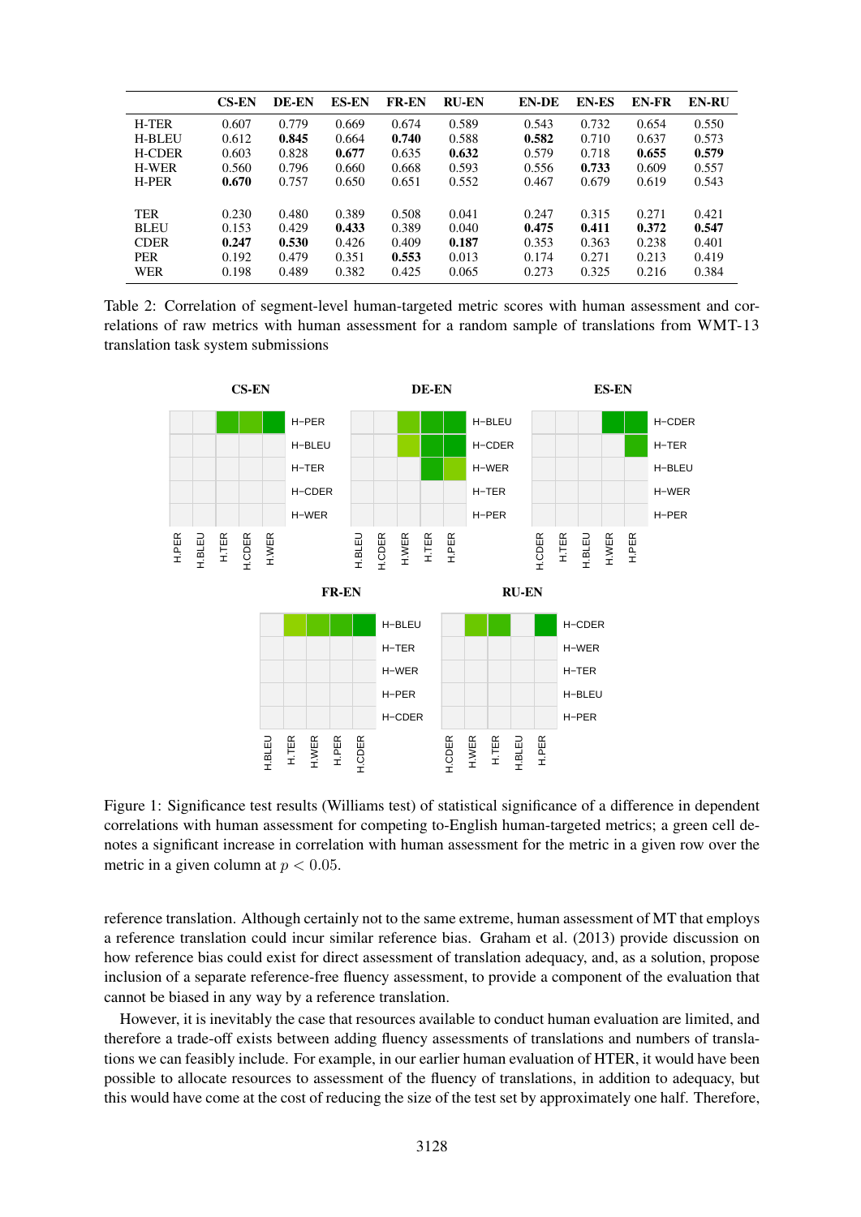|  | CS-EN | DE-EN | ES-EN | FR-EN | RU-EN | EN-DE | EN-ES | EN-FR | EN-RU |
|---|---|---|---|---|---|---|---|---|---|
| H-TER | 0.607 | 0.779 | 0.669 | 0.674 | 0.589 | 0.543 | 0.732 | 0.654 | 0.550 |
| H-BLEU | 0.612 | **0.845** | 0.664 | **0.740** | 0.588 | **0.582** | 0.710 | 0.637 | 0.573 |
| H-CDER | 0.603 | 0.828 | **0.677** | 0.635 | **0.632** | 0.579 | 0.718 | **0.655** | **0.579** |
| H-WER | 0.560 | 0.796 | 0.660 | 0.668 | 0.593 | 0.556 | **0.733** | 0.609 | 0.557 |
| H-PER | **0.670** | 0.757 | 0.650 | 0.651 | 0.552 | 0.467 | 0.679 | 0.619 | 0.543 |
| TER | 0.230 | 0.480 | 0.389 | 0.508 | 0.041 | 0.247 | 0.315 | 0.271 | 0.421 |
| BLEU | 0.153 | 0.429 | **0.433** | 0.389 | 0.040 | **0.475** | **0.411** | **0.372** | **0.547** |
| CDER | **0.247** | **0.530** | 0.426 | 0.409 | **0.187** | 0.353 | 0.363 | 0.238 | 0.401 |
| PER | 0.192 | 0.479 | 0.351 | **0.553** | 0.013 | 0.174 | 0.271 | 0.213 | 0.419 |
| WER | 0.198 | 0.489 | 0.382 | 0.425 | 0.065 | 0.273 | 0.325 | 0.216 | 0.384 |

Table 2: Correlation of segment-level human-targeted metric scores with human assessment and correlations of raw metrics with human assessment for a random sample of translations from WMT-13 translation task system submissions

Figure 1: Significance test results (Williams test) of statistical significance of a difference in dependent correlations with human assessment for competing to-English human-targeted metrics; a green cell denotes a significant increase in correlation with human assessment for the metric in a given row over the metric in a given column at $p < 0.05$.

reference translation. Although certainly not to the same extreme, human assessment of MT that employs a reference translation could incur similar reference bias. Graham et al. (2013) provide discussion on how reference bias could exist for direct assessment of translation adequacy, and, as a solution, propose inclusion of a separate reference-free fluency assessment, to provide a component of the evaluation that cannot be biased in any way by a reference translation.

However, it is inevitably the case that resources available to conduct human evaluation are limited, and therefore a trade-off exists between adding fluency assessments of translations and numbers of translations we can feasibly include. For example, in our earlier human evaluation of HTER, it would have been possible to allocate resources to assessment of the fluency of translations, in addition to adequacy, but this would have come at the cost of reducing the size of the test set by approximately one half. Therefore,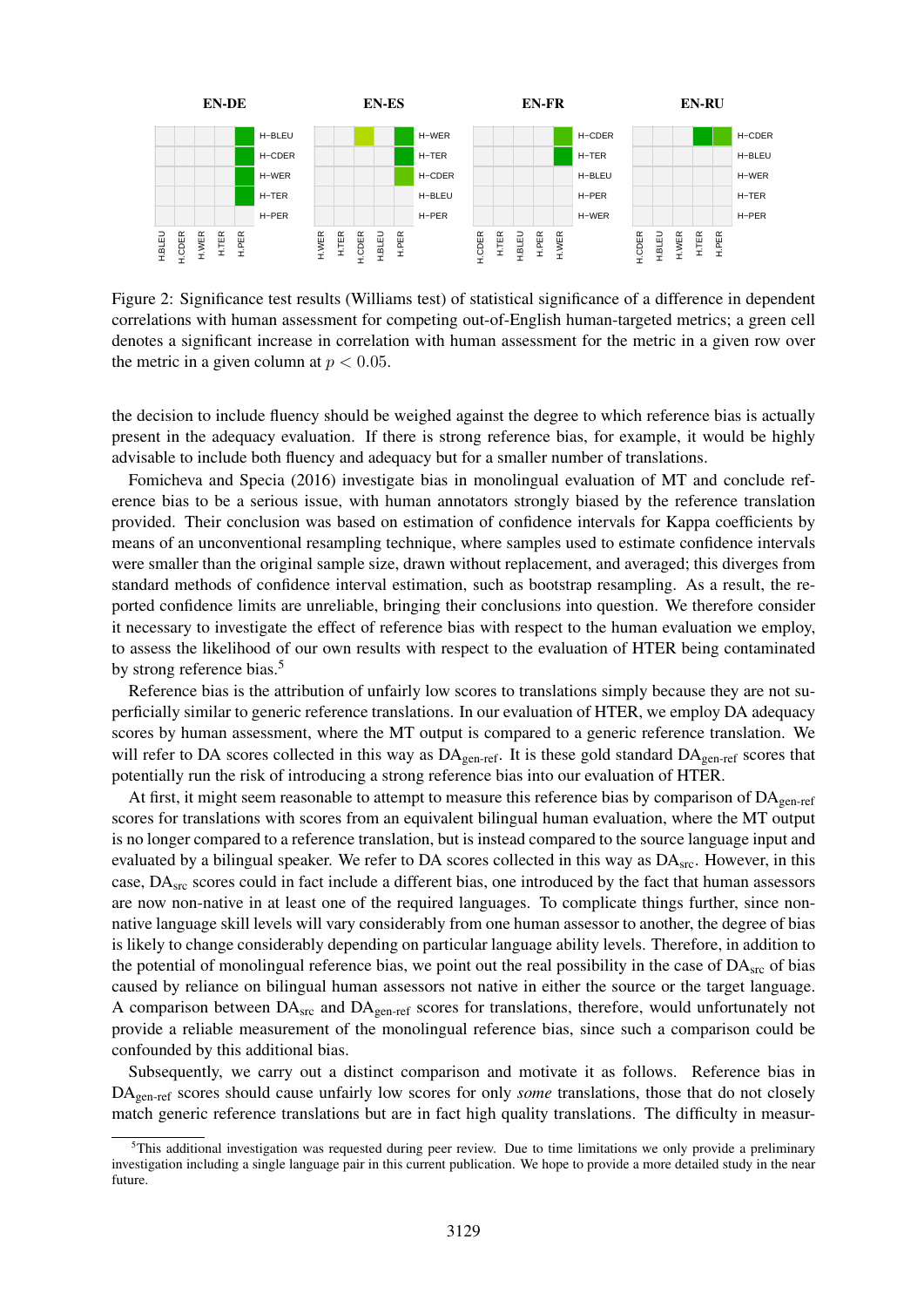Figure 2: Significance test results (Williams test) of statistical significance of a difference in dependent correlations with human assessment for competing out-of-English human-targeted metrics; a green cell denotes a significant increase in correlation with human assessment for the metric in a given row over the metric in a given column at $p < 0.05$.

the decision to include fluency should be weighed against the degree to which reference bias is actually present in the adequacy evaluation. If there is strong reference bias, for example, it would be highly advisable to include both fluency and adequacy but for a smaller number of translations.

Fomicheva and Specia (2016) investigate bias in monolingual evaluation of MT and conclude reference bias to be a serious issue, with human annotators strongly biased by the reference translation provided. Their conclusion was based on estimation of confidence intervals for Kappa coefficients by means of an unconventional resampling technique, where samples used to estimate confidence intervals were smaller than the original sample size, drawn without replacement, and averaged; this diverges from standard methods of confidence interval estimation, such as bootstrap resampling. As a result, the reported confidence limits are unreliable, bringing their conclusions into question. We therefore consider it necessary to investigate the effect of reference bias with respect to the human evaluation we employ, to assess the likelihood of our own results with respect to the evaluation of HTER being contaminated by strong reference bias.[5]

Reference bias is the attribution of unfairly low scores to translations simply because they are not superficially similar to generic reference translations. In our evaluation of HTER, we employ DA adequacy scores by human assessment, where the MT output is compared to a generic reference translation. We will refer to DA scores collected in this way as $\text{DA}_{\text{gen-ref}}$. It is these gold standard $\text{DA}_{\text{gen-ref}}$ scores that potentially run the risk of introducing a strong reference bias into our evaluation of HTER.

At first, it might seem reasonable to attempt to measure this reference bias by comparison of $\text{DA}_{\text{gen-ref}}$ scores for translations with scores from an equivalent bilingual human evaluation, where the MT output is no longer compared to a reference translation, but is instead compared to the source language input and evaluated by a bilingual speaker. We refer to DA scores collected in this way as $\text{DA}_{\text{src}}$. However, in this case, $\text{DA}_{\text{src}}$ scores could in fact include a different bias, one introduced by the fact that human assessors are now non-native in at least one of the required languages. To complicate things further, since non-native language skill levels will vary considerably from one human assessor to another, the degree of bias is likely to change considerably depending on particular language ability levels. Therefore, in addition to the potential of monolingual reference bias, we point out the real possibility in the case of $\text{DA}_{\text{src}}$ of bias caused by reliance on bilingual human assessors not native in either the source or the target language. A comparison between $\text{DA}_{\text{src}}$ and $\text{DA}_{\text{gen-ref}}$ scores for translations, therefore, would unfortunately not provide a reliable measurement of the monolingual reference bias, since such a comparison could be confounded by this additional bias.

Subsequently, we carry out a distinct comparison and motivate it as follows. Reference bias in $\text{DA}_{\text{gen-ref}}$ scores should cause unfairly low scores for only *some* translations, those that do not closely match generic reference translations but are in fact high quality translations. The difficulty in measur-

[5] This additional investigation was requested during peer review. Due to time limitations we only provide a preliminary investigation including a single language pair in this current publication. We hope to provide a more detailed study in the near future.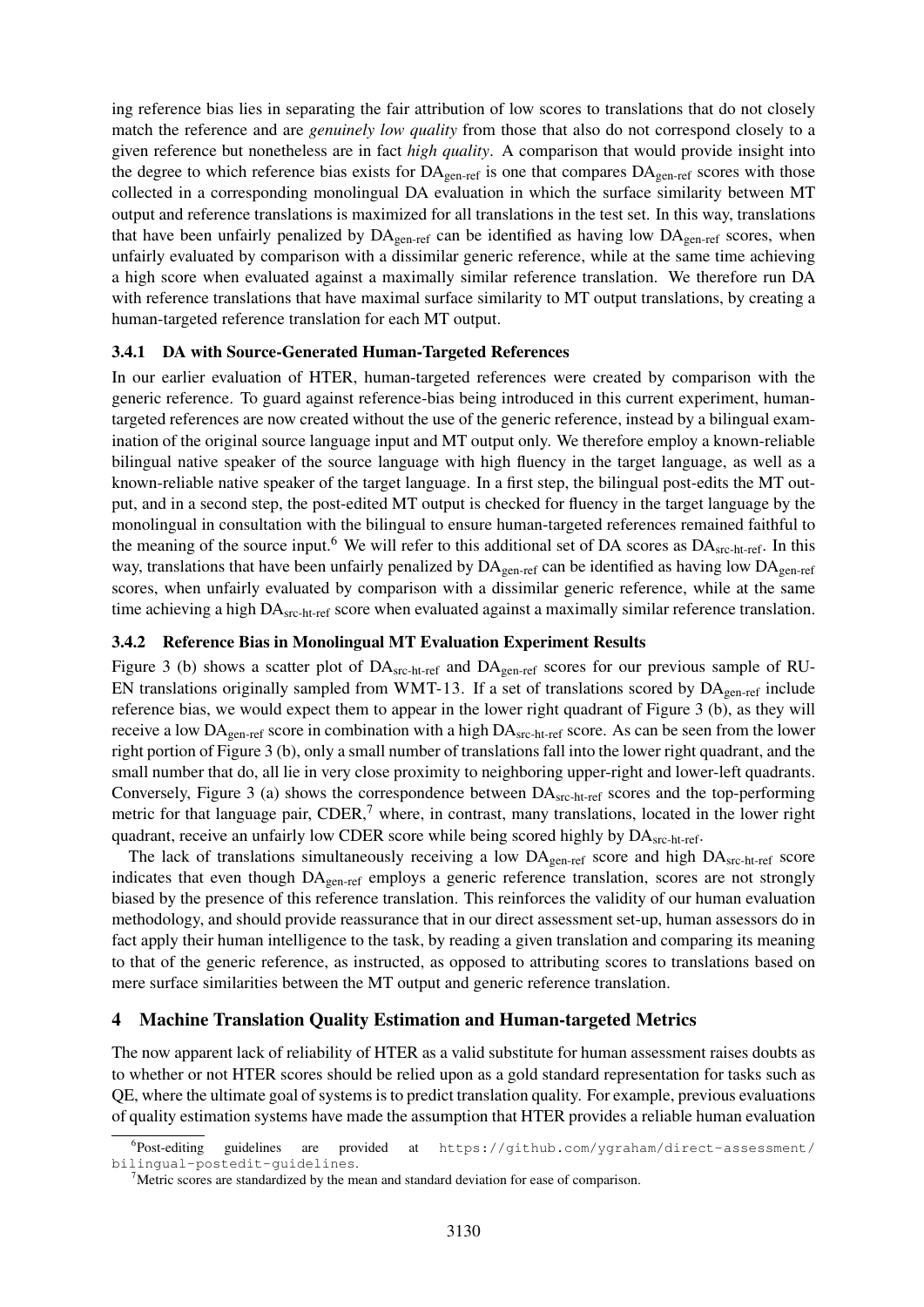ing reference bias lies in separating the fair attribution of low scores to translations that do not closely match the reference and are *genuinely low quality* from those that also do not correspond closely to a given reference but nonetheless are in fact *high quality*. A comparison that would provide insight into the degree to which reference bias exists for $\text{DA}_{\text{gen-ref}}$ is one that compares $\text{DA}_{\text{gen-ref}}$ scores with those collected in a corresponding monolingual DA evaluation in which the surface similarity between MT output and reference translations is maximized for all translations in the test set. In this way, translations that have been unfairly penalized by $\text{DA}_{\text{gen-ref}}$ can be identified as having low $\text{DA}_{\text{gen-ref}}$ scores, when unfairly evaluated by comparison with a dissimilar generic reference, while at the same time achieving a high score when evaluated against a maximally similar reference translation. We therefore run DA with reference translations that have maximal surface similarity to MT output translations, by creating a human-targeted reference translation for each MT output.

### 3.4.1 DA with Source-Generated Human-Targeted References

In our earlier evaluation of HTER, human-targeted references were created by comparison with the generic reference. To guard against reference-bias being introduced in this current experiment, human-targeted references are now created without the use of the generic reference, instead by a bilingual examination of the original source language input and MT output only. We therefore employ a known-reliable bilingual native speaker of the source language with high fluency in the target language, as well as a known-reliable native speaker of the target language. In a first step, the bilingual post-edits the MT output, and in a second step, the post-edited MT output is checked for fluency in the target language by the monolingual in consultation with the bilingual to ensure human-targeted references remained faithful to the meaning of the source input.[6] We will refer to this additional set of DA scores as $\text{DA}_{\text{src-ht-ref}}$. In this way, translations that have been unfairly penalized by $\text{DA}_{\text{gen-ref}}$ can be identified as having low $\text{DA}_{\text{gen-ref}}$ scores, when unfairly evaluated by comparison with a dissimilar generic reference, while at the same time achieving a high $\text{DA}_{\text{src-ht-ref}}$ score when evaluated against a maximally similar reference translation.

### 3.4.2 Reference Bias in Monolingual MT Evaluation Experiment Results

Figure 3 (b) shows a scatter plot of $\text{DA}_{\text{src-ht-ref}}$ and $\text{DA}_{\text{gen-ref}}$ scores for our previous sample of RU-EN translations originally sampled from WMT-13. If a set of translations scored by $\text{DA}_{\text{gen-ref}}$ include reference bias, we would expect them to appear in the lower right quadrant of Figure 3 (b), as they will receive a low $\text{DA}_{\text{gen-ref}}$ score in combination with a high $\text{DA}_{\text{src-ht-ref}}$ score. As can be seen from the lower right portion of Figure 3 (b), only a small number of translations fall into the lower right quadrant, and the small number that do, all lie in very close proximity to neighboring upper-right and lower-left quadrants. Conversely, Figure 3 (a) shows the correspondence between $\text{DA}_{\text{src-ht-ref}}$ scores and the top-performing metric for that language pair, CDER,[7] where, in contrast, many translations, located in the lower right quadrant, receive an unfairly low CDER score while being scored highly by $\text{DA}_{\text{src-ht-ref}}$.

The lack of translations simultaneously receiving a low $\text{DA}_{\text{gen-ref}}$ score and high $\text{DA}_{\text{src-ht-ref}}$ score indicates that even though $\text{DA}_{\text{gen-ref}}$ employs a generic reference translation, scores are not strongly biased by the presence of this reference translation. This reinforces the validity of our human evaluation methodology, and should provide reassurance that in our direct assessment set-up, human assessors do in fact apply their human intelligence to the task, by reading a given translation and comparing its meaning to that of the generic reference, as instructed, as opposed to attributing scores to translations based on mere surface similarities between the MT output and generic reference translation.

## 4 Machine Translation Quality Estimation and Human-targeted Metrics

The now apparent lack of reliability of HTER as a valid substitute for human assessment raises doubts as to whether or not HTER scores should be relied upon as a gold standard representation for tasks such as QE, where the ultimate goal of systems is to predict translation quality. For example, previous evaluations of quality estimation systems have made the assumption that HTER provides a reliable human evaluation

[6] Post-editing guidelines are provided at https://github.com/ygraham/direct-assessment/bilingual-postedit-guidelines.

[7] Metric scores are standardized by the mean and standard deviation for ease of comparison.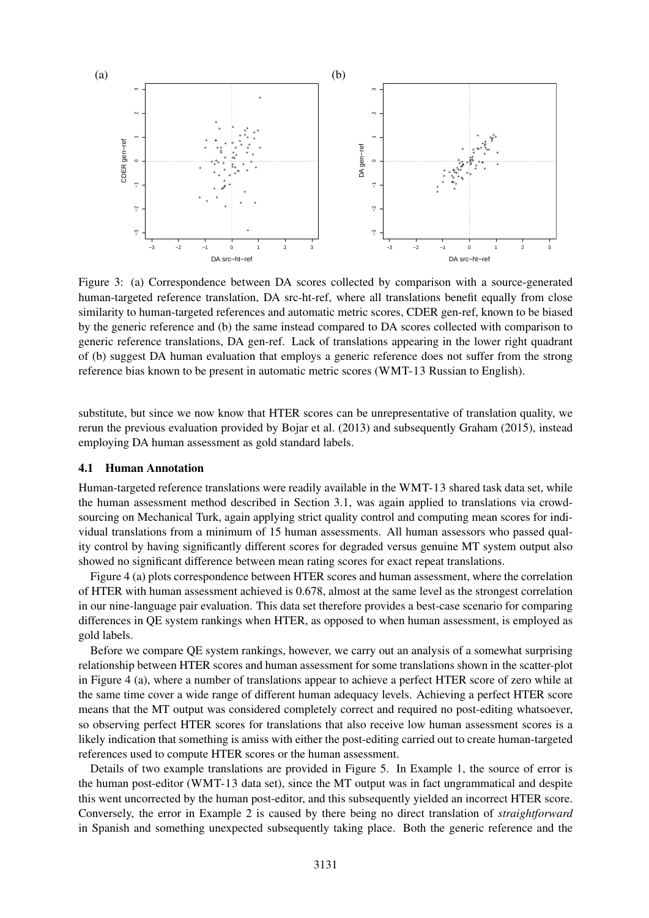Figure 3: (a) Correspondence between DA scores collected by comparison with a source-generated human-targeted reference translation, DA src-ht-ref, where all translations benefit equally from close similarity to human-targeted references and automatic metric scores, CDER gen-ref, known to be biased by the generic reference and (b) the same instead compared to DA scores collected with comparison to generic reference translations, DA gen-ref. Lack of translations appearing in the lower right quadrant of (b) suggest DA human evaluation that employs a generic reference does not suffer from the strong reference bias known to be present in automatic metric scores (WMT-13 Russian to English).

substitute, but since we now know that HTER scores can be unrepresentative of translation quality, we rerun the previous evaluation provided by Bojar et al. (2013) and subsequently Graham (2015), instead employing DA human assessment as gold standard labels.

### 4.1 Human Annotation

Human-targeted reference translations were readily available in the WMT-13 shared task data set, while the human assessment method described in Section 3.1, was again applied to translations via crowd-sourcing on Mechanical Turk, again applying strict quality control and computing mean scores for individual translations from a minimum of 15 human assessments. All human assessors who passed quality control by having significantly different scores for degraded versus genuine MT system output also showed no significant difference between mean rating scores for exact repeat translations.

Figure 4 (a) plots correspondence between HTER scores and human assessment, where the correlation of HTER with human assessment achieved is 0.678, almost at the same level as the strongest correlation in our nine-language pair evaluation. This data set therefore provides a best-case scenario for comparing differences in QE system rankings when HTER, as opposed to when human assessment, is employed as gold labels.

Before we compare QE system rankings, however, we carry out an analysis of a somewhat surprising relationship between HTER scores and human assessment for some translations shown in the scatter-plot in Figure 4 (a), where a number of translations appear to achieve a perfect HTER score of zero while at the same time cover a wide range of different human adequacy levels. Achieving a perfect HTER score means that the MT output was considered completely correct and required no post-editing whatsoever, so observing perfect HTER scores for translations that also receive low human assessment scores is a likely indication that something is amiss with either the post-editing carried out to create human-targeted references used to compute HTER scores or the human assessment.

Details of two example translations are provided in Figure 5. In Example 1, the source of error is the human post-editor (WMT-13 data set), since the MT output was in fact ungrammatical and despite this went uncorrected by the human post-editor, and this subsequently yielded an incorrect HTER score. Conversely, the error in Example 2 is caused by there being no direct translation of *straightforward* in Spanish and something unexpected subsequently taking place. Both the generic reference and the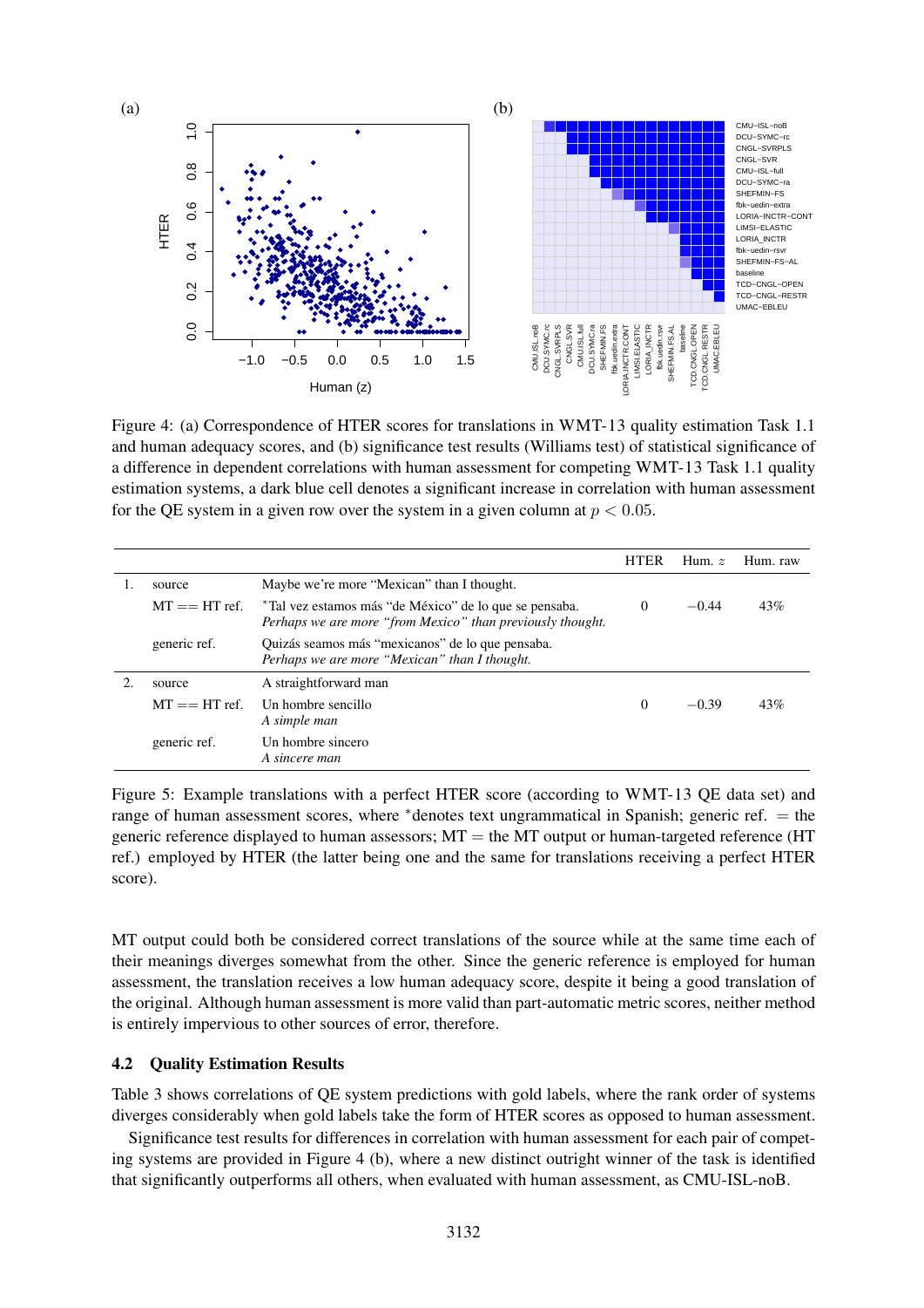Figure 4: (a) Correspondence of HTER scores for translations in WMT-13 quality estimation Task 1.1 and human adequacy scores, and (b) significance test results (Williams test) of statistical significance of a difference in dependent correlations with human assessment for competing WMT-13 Task 1.1 quality estimation systems, a dark blue cell denotes a significant increase in correlation with human assessment for the QE system in a given row over the system in a given column at $p < 0.05$.

| | | | HTER | Hum. $z$ | Hum. raw |
|---|---|---|---|---|---|
| 1. | source | Maybe we're more "Mexican" than I thought. | | | |
| | MT == HT ref. | *Tal vez estamos más "de México" de lo que se pensaba. *Perhaps we are more "from Mexico" than previously thought.* | 0 | −0.44 | 43% |
| | generic ref. | Quizás seamos más "mexicanos" de lo que pensaba. *Perhaps we are more "Mexican" than I thought.* | | | |
| 2. | source | A straightforward man | | | |
| | MT == HT ref. | Un hombre sencillo *A simple man* | 0 | −0.39 | 43% |
| | generic ref. | Un hombre sincero *A sincere man* | | | |

Figure 5: Example translations with a perfect HTER score (according to WMT-13 QE data set) and range of human assessment scores, where *denotes text ungrammatical in Spanish; generic ref. = the generic reference displayed to human assessors; MT = the MT output or human-targeted reference (HT ref.) employed by HTER (the latter being one and the same for translations receiving a perfect HTER score).

MT output could both be considered correct translations of the source while at the same time each of their meanings diverges somewhat from the other. Since the generic reference is employed for human assessment, the translation receives a low human adequacy score, despite it being a good translation of the original. Although human assessment is more valid than part-automatic metric scores, neither method is entirely impervious to other sources of error, therefore.

### 4.2 Quality Estimation Results

Table 3 shows correlations of QE system predictions with gold labels, where the rank order of systems diverges considerably when gold labels take the form of HTER scores as opposed to human assessment.

Significance test results for differences in correlation with human assessment for each pair of competing systems are provided in Figure 4 (b), where a new distinct outright winner of the task is identified that significantly outperforms all others, when evaluated with human assessment, as CMU-ISL-noB.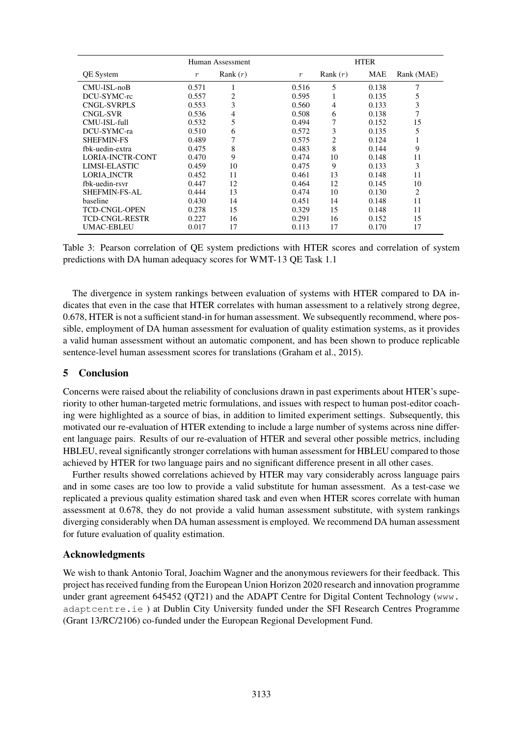| | Human Assessment | | HTER | | | |
|---|---|---|---|---|---|---|
| QE System | $r$ | Rank ($r$) | $r$ | Rank ($r$) | MAE | Rank (MAE) |
| CMU-ISL-noB | 0.571 | 1 | 0.516 | 5 | 0.138 | 7 |
| DCU-SYMC-rc | 0.557 | 2 | 0.595 | 1 | 0.135 | 5 |
| CNGL-SVRPLS | 0.553 | 3 | 0.560 | 4 | 0.133 | 3 |
| CNGL-SVR | 0.536 | 4 | 0.508 | 6 | 0.138 | 7 |
| CMU-ISL-full | 0.532 | 5 | 0.494 | 7 | 0.152 | 15 |
| DCU-SYMC-ra | 0.510 | 6 | 0.572 | 3 | 0.135 | 5 |
| SHEFMIN-FS | 0.489 | 7 | 0.575 | 2 | 0.124 | 1 |
| fbk-uedin-extra | 0.475 | 8 | 0.483 | 8 | 0.144 | 9 |
| LORIA-INCTR-CONT | 0.470 | 9 | 0.474 | 10 | 0.148 | 11 |
| LIMSI-ELASTIC | 0.459 | 10 | 0.475 | 9 | 0.133 | 3 |
| LORIA_INCTR | 0.452 | 11 | 0.461 | 13 | 0.148 | 11 |
| fbk-uedin-rsvr | 0.447 | 12 | 0.464 | 12 | 0.145 | 10 |
| SHEFMIN-FS-AL | 0.444 | 13 | 0.474 | 10 | 0.130 | 2 |
| baseline | 0.430 | 14 | 0.451 | 14 | 0.148 | 11 |
| TCD-CNGL-OPEN | 0.278 | 15 | 0.329 | 15 | 0.148 | 11 |
| TCD-CNGL-RESTR | 0.227 | 16 | 0.291 | 16 | 0.152 | 15 |
| UMAC-EBLEU | 0.017 | 17 | 0.113 | 17 | 0.170 | 17 |

Table 3: Pearson correlation of QE system predictions with HTER scores and correlation of system predictions with DA human adequacy scores for WMT-13 QE Task 1.1

The divergence in system rankings between evaluation of systems with HTER compared to DA indicates that even in the case that HTER correlates with human assessment to a relatively strong degree, 0.678, HTER is not a sufficient stand-in for human assessment. We subsequently recommend, where possible, employment of DA human assessment for evaluation of quality estimation systems, as it provides a valid human assessment without an automatic component, and has been shown to produce replicable sentence-level human assessment scores for translations (Graham et al., 2015).

## 5 Conclusion

Concerns were raised about the reliability of conclusions drawn in past experiments about HTER's superiority to other human-targeted metric formulations, and issues with respect to human post-editor coaching were highlighted as a source of bias, in addition to limited experiment settings. Subsequently, this motivated our re-evaluation of HTER extending to include a large number of systems across nine different language pairs. Results of our re-evaluation of HTER and several other possible metrics, including HBLEU, reveal significantly stronger correlations with human assessment for HBLEU compared to those achieved by HTER for two language pairs and no significant difference present in all other cases.

Further results showed correlations achieved by HTER may vary considerably across language pairs and in some cases are too low to provide a valid substitute for human assessment. As a test-case we replicated a previous quality estimation shared task and even when HTER scores correlate with human assessment at 0.678, they do not provide a valid human assessment substitute, with system rankings diverging considerably when DA human assessment is employed. We recommend DA human assessment for future evaluation of quality estimation.

### Acknowledgments

We wish to thank Antonio Toral, Joachim Wagner and the anonymous reviewers for their feedback. This project has received funding from the European Union Horizon 2020 research and innovation programme under grant agreement 645452 (QT21) and the ADAPT Centre for Digital Content Technology (`www.adaptcentre.ie`) at Dublin City University funded under the SFI Research Centres Programme (Grant 13/RC/2106) co-funded under the European Regional Development Fund.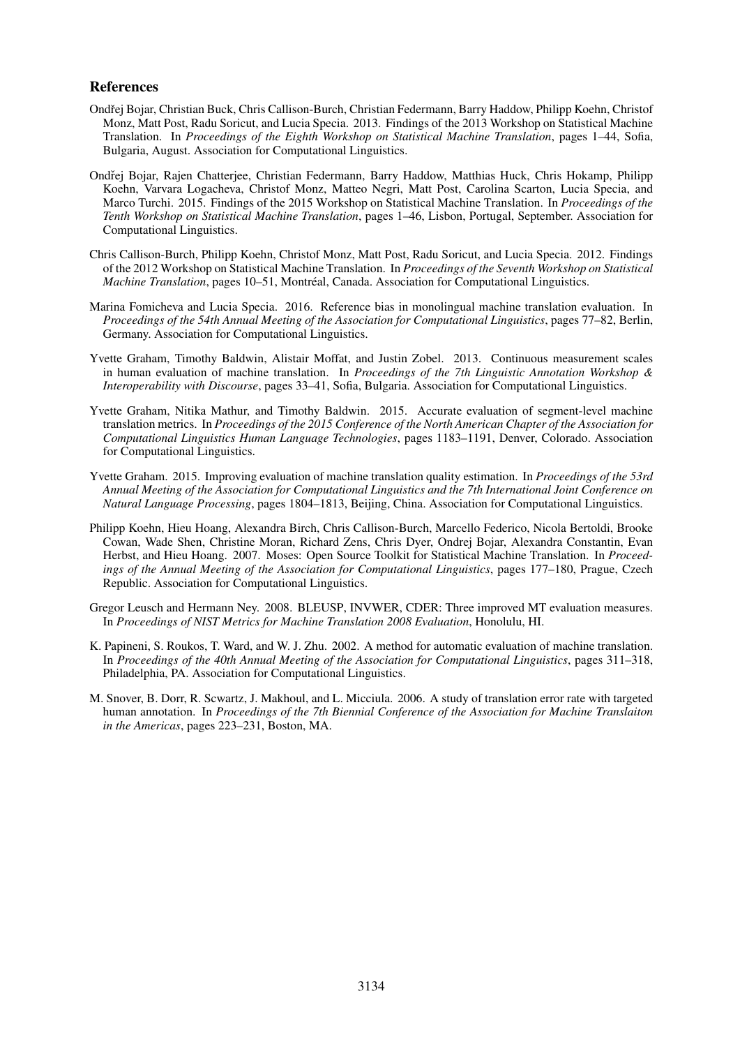## References

Ondřej Bojar, Christian Buck, Chris Callison-Burch, Christian Federmann, Barry Haddow, Philipp Koehn, Christof Monz, Matt Post, Radu Soricut, and Lucia Specia. 2013. Findings of the 2013 Workshop on Statistical Machine Translation. In *Proceedings of the Eighth Workshop on Statistical Machine Translation*, pages 1–44, Sofia, Bulgaria, August. Association for Computational Linguistics.

Ondřej Bojar, Rajen Chatterjee, Christian Federmann, Barry Haddow, Matthias Huck, Chris Hokamp, Philipp Koehn, Varvara Logacheva, Christof Monz, Matteo Negri, Matt Post, Carolina Scarton, Lucia Specia, and Marco Turchi. 2015. Findings of the 2015 Workshop on Statistical Machine Translation. In *Proceedings of the Tenth Workshop on Statistical Machine Translation*, pages 1–46, Lisbon, Portugal, September. Association for Computational Linguistics.

Chris Callison-Burch, Philipp Koehn, Christof Monz, Matt Post, Radu Soricut, and Lucia Specia. 2012. Findings of the 2012 Workshop on Statistical Machine Translation. In *Proceedings of the Seventh Workshop on Statistical Machine Translation*, pages 10–51, Montréal, Canada. Association for Computational Linguistics.

Marina Fomicheva and Lucia Specia. 2016. Reference bias in monolingual machine translation evaluation. In *Proceedings of the 54th Annual Meeting of the Association for Computational Linguistics*, pages 77–82, Berlin, Germany. Association for Computational Linguistics.

Yvette Graham, Timothy Baldwin, Alistair Moffat, and Justin Zobel. 2013. Continuous measurement scales in human evaluation of machine translation. In *Proceedings of the 7th Linguistic Annotation Workshop & Interoperability with Discourse*, pages 33–41, Sofia, Bulgaria. Association for Computational Linguistics.

Yvette Graham, Nitika Mathur, and Timothy Baldwin. 2015. Accurate evaluation of segment-level machine translation metrics. In *Proceedings of the 2015 Conference of the North American Chapter of the Association for Computational Linguistics Human Language Technologies*, pages 1183–1191, Denver, Colorado. Association for Computational Linguistics.

Yvette Graham. 2015. Improving evaluation of machine translation quality estimation. In *Proceedings of the 53rd Annual Meeting of the Association for Computational Linguistics and the 7th International Joint Conference on Natural Language Processing*, pages 1804–1813, Beijing, China. Association for Computational Linguistics.

Philipp Koehn, Hieu Hoang, Alexandra Birch, Chris Callison-Burch, Marcello Federico, Nicola Bertoldi, Brooke Cowan, Wade Shen, Christine Moran, Richard Zens, Chris Dyer, Ondrej Bojar, Alexandra Constantin, Evan Herbst, and Hieu Hoang. 2007. Moses: Open Source Toolkit for Statistical Machine Translation. In *Proceedings of the Annual Meeting of the Association for Computational Linguistics*, pages 177–180, Prague, Czech Republic. Association for Computational Linguistics.

Gregor Leusch and Hermann Ney. 2008. BLEUSP, INVWER, CDER: Three improved MT evaluation measures. In *Proceedings of NIST Metrics for Machine Translation 2008 Evaluation*, Honolulu, HI.

K. Papineni, S. Roukos, T. Ward, and W. J. Zhu. 2002. A method for automatic evaluation of machine translation. In *Proceedings of the 40th Annual Meeting of the Association for Computational Linguistics*, pages 311–318, Philadelphia, PA. Association for Computational Linguistics.

M. Snover, B. Dorr, R. Scwartz, J. Makhoul, and L. Micciula. 2006. A study of translation error rate with targeted human annotation. In *Proceedings of the 7th Biennial Conference of the Association for Machine Translaiton in the Americas*, pages 223–231, Boston, MA.